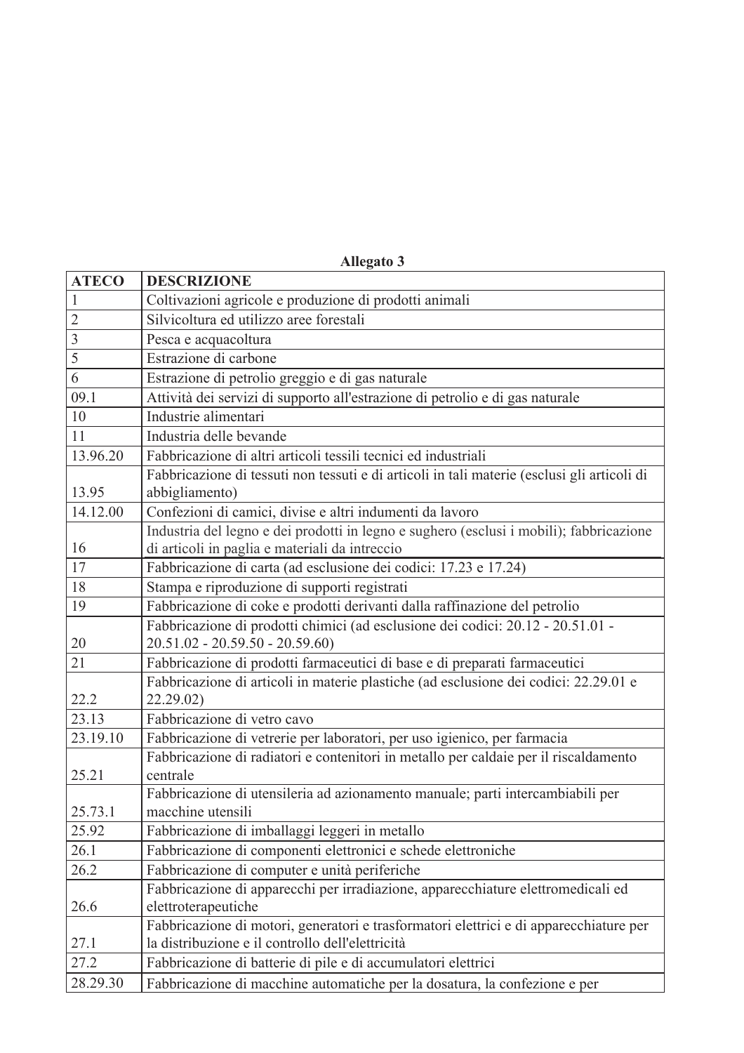**Allegato 3**

| ATECO | DESCRIZIONE |
|---|---|
| 1 | Coltivazioni agricole e produzione di prodotti animali |
| 2 | Silvicoltura ed utilizzo aree forestali |
| 3 | Pesca e acquacoltura |
| 5 | Estrazione di carbone |
| 6 | Estrazione di petrolio greggio e di gas naturale |
| 09.1 | Attività dei servizi di supporto all'estrazione di petrolio e di gas naturale |
| 10 | Industrie alimentari |
| 11 | Industria delle bevande |
| 13.96.20 | Fabbricazione di altri articoli tessili tecnici ed industriali |
| 13.95 | Fabbricazione di tessuti non tessuti e di articoli in tali materie (esclusi gli articoli di abbigliamento) |
| 14.12.00 | Confezioni di camici, divise e altri indumenti da lavoro |
| 16 | Industria del legno e dei prodotti in legno e sughero (esclusi i mobili); fabbricazione di articoli in paglia e materiali da intreccio |
| 17 | Fabbricazione di carta (ad esclusione dei codici: 17.23 e 17.24) |
| 18 | Stampa e riproduzione di supporti registrati |
| 19 | Fabbricazione di coke e prodotti derivanti dalla raffinazione del petrolio |
| 20 | Fabbricazione di prodotti chimici (ad esclusione dei codici: 20.12 - 20.51.01 - 20.51.02 - 20.59.50 - 20.59.60) |
| 21 | Fabbricazione di prodotti farmaceutici di base e di preparati farmaceutici |
| 22.2 | Fabbricazione di articoli in materie plastiche (ad esclusione dei codici: 22.29.01 e 22.29.02) |
| 23.13 | Fabbricazione di vetro cavo |
| 23.19.10 | Fabbricazione di vetrerie per laboratori, per uso igienico, per farmacia |
| 25.21 | Fabbricazione di radiatori e contenitori in metallo per caldaie per il riscaldamento centrale |
| 25.73.1 | Fabbricazione di utensileria ad azionamento manuale; parti intercambiabili per macchine utensili |
| 25.92 | Fabbricazione di imballaggi leggeri in metallo |
| 26.1 | Fabbricazione di componenti elettronici e schede elettroniche |
| 26.2 | Fabbricazione di computer e unità periferiche |
| 26.6 | Fabbricazione di apparecchi per irradiazione, apparecchiature elettromedicali ed elettroterapeutiche |
| 27.1 | Fabbricazione di motori, generatori e trasformatori elettrici e di apparecchiature per la distribuzione e il controllo dell'elettricità |
| 27.2 | Fabbricazione di batterie di pile e di accumulatori elettrici |
| 28.29.30 | Fabbricazione di macchine automatiche per la dosatura, la confezione e per |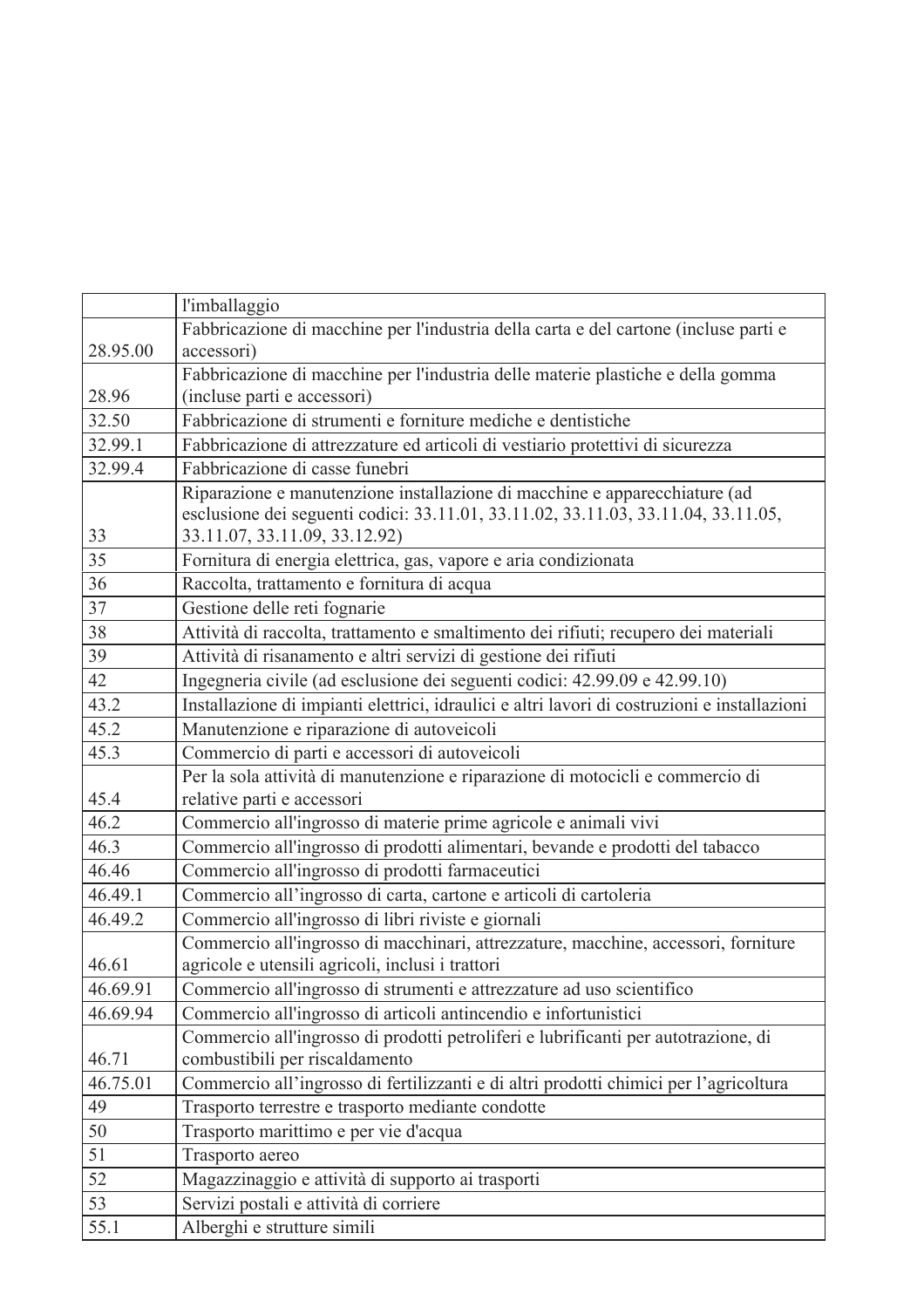|  |  |
|---|---|
|  | l'imballaggio |
| 28.95.00 | Fabbricazione di macchine per l'industria della carta e del cartone (incluse parti e accessori) |
| 28.96 | Fabbricazione di macchine per l'industria delle materie plastiche e della gomma (incluse parti e accessori) |
| 32.50 | Fabbricazione di strumenti e forniture mediche e dentistiche |
| 32.99.1 | Fabbricazione di attrezzature ed articoli di vestiario protettivi di sicurezza |
| 32.99.4 | Fabbricazione di casse funebri |
| 33 | Riparazione e manutenzione installazione di macchine e apparecchiature (ad esclusione dei seguenti codici: 33.11.01, 33.11.02, 33.11.03, 33.11.04, 33.11.05, 33.11.07, 33.11.09, 33.12.92) |
| 35 | Fornitura di energia elettrica, gas, vapore e aria condizionata |
| 36 | Raccolta, trattamento e fornitura di acqua |
| 37 | Gestione delle reti fognarie |
| 38 | Attività di raccolta, trattamento e smaltimento dei rifiuti; recupero dei materiali |
| 39 | Attività di risanamento e altri servizi di gestione dei rifiuti |
| 42 | Ingegneria civile (ad esclusione dei seguenti codici: 42.99.09 e 42.99.10) |
| 43.2 | Installazione di impianti elettrici, idraulici e altri lavori di costruzioni e installazioni |
| 45.2 | Manutenzione e riparazione di autoveicoli |
| 45.3 | Commercio di parti e accessori di autoveicoli |
| 45.4 | Per la sola attività di manutenzione e riparazione di motocicli e commercio di relative parti e accessori |
| 46.2 | Commercio all'ingrosso di materie prime agricole e animali vivi |
| 46.3 | Commercio all'ingrosso di prodotti alimentari, bevande e prodotti del tabacco |
| 46.46 | Commercio all'ingrosso di prodotti farmaceutici |
| 46.49.1 | Commercio all’ingrosso di carta, cartone e articoli di cartoleria |
| 46.49.2 | Commercio all'ingrosso di libri riviste e giornali |
| 46.61 | Commercio all'ingrosso di macchinari, attrezzature, macchine, accessori, forniture agricole e utensili agricoli, inclusi i trattori |
| 46.69.91 | Commercio all'ingrosso di strumenti e attrezzature ad uso scientifico |
| 46.69.94 | Commercio all'ingrosso di articoli antincendio e infortunistici |
| 46.71 | Commercio all'ingrosso di prodotti petroliferi e lubrificanti per autotrazione, di combustibili per riscaldamento |
| 46.75.01 | Commercio all’ingrosso di fertilizzanti e di altri prodotti chimici per l’agricoltura |
| 49 | Trasporto terrestre e trasporto mediante condotte |
| 50 | Trasporto marittimo e per vie d'acqua |
| 51 | Trasporto aereo |
| 52 | Magazzinaggio e attività di supporto ai trasporti |
| 53 | Servizi postali e attività di corriere |
| 55.1 | Alberghi e strutture simili |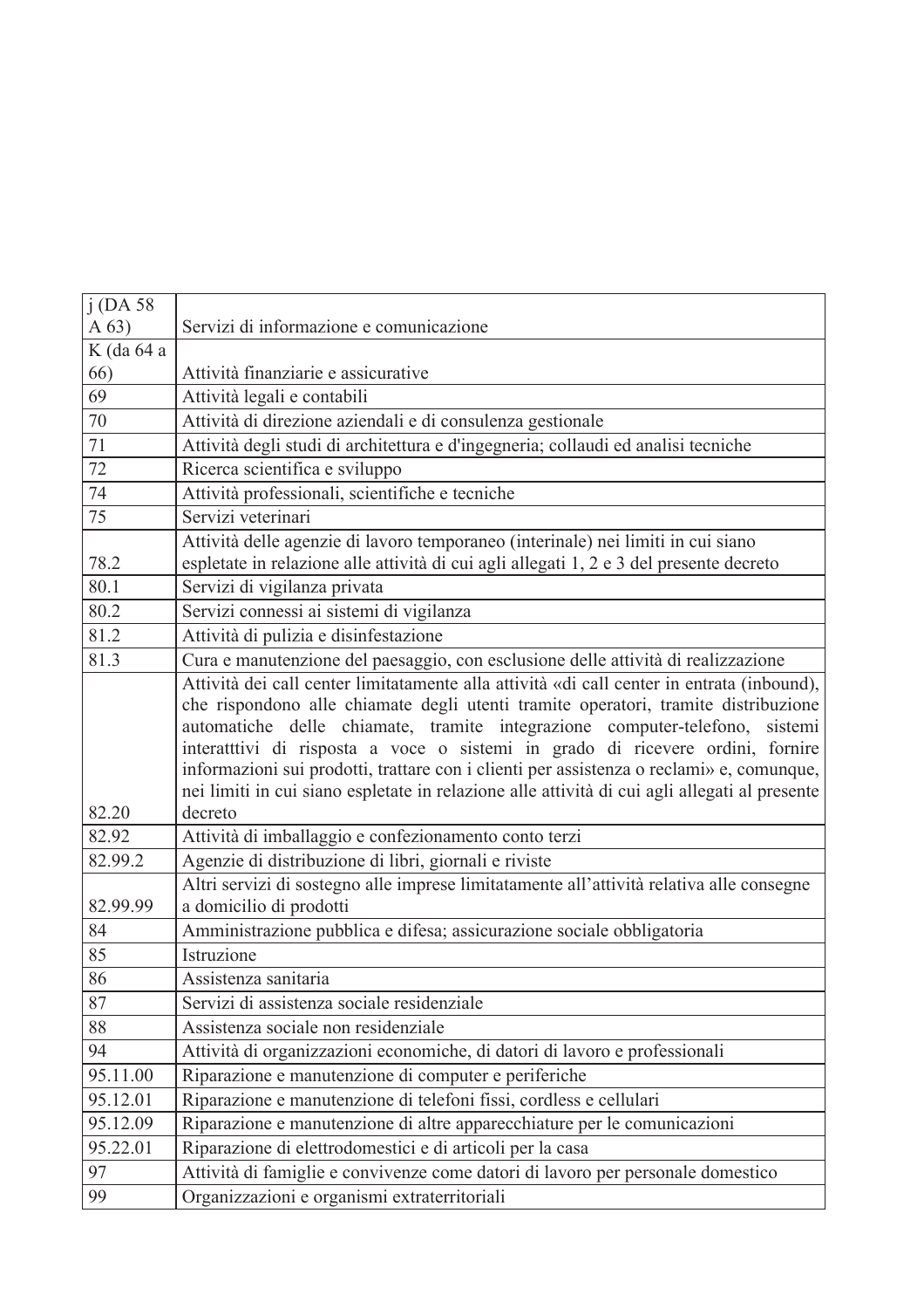| | |
|---|---|
| j (DA 58 A 63) | Servizi di informazione e comunicazione |
| K (da 64 a 66) | Attività finanziarie e assicurative |
| 69 | Attività legali e contabili |
| 70 | Attività di direzione aziendali e di consulenza gestionale |
| 71 | Attività degli studi di architettura e d'ingegneria; collaudi ed analisi tecniche |
| 72 | Ricerca scientifica e sviluppo |
| 74 | Attività professionali, scientifiche e tecniche |
| 75 | Servizi veterinari |
| 78.2 | Attività delle agenzie di lavoro temporaneo (interinale) nei limiti in cui siano espletate in relazione alle attività di cui agli allegati 1, 2 e 3 del presente decreto |
| 80.1 | Servizi di vigilanza privata |
| 80.2 | Servizi connessi ai sistemi di vigilanza |
| 81.2 | Attività di pulizia e disinfestazione |
| 81.3 | Cura e manutenzione del paesaggio, con esclusione delle attività di realizzazione |
| 82.20 | Attività dei call center limitatamente alla attività «di call center in entrata (inbound), che rispondono alle chiamate degli utenti tramite operatori, tramite distribuzione automatiche delle chiamate, tramite integrazione computer-telefono, sistemi interatttivi di risposta a voce o sistemi in grado di ricevere ordini, fornire informazioni sui prodotti, trattare con i clienti per assistenza o reclami» e, comunque, nei limiti in cui siano espletate in relazione alle attività di cui agli allegati al presente decreto |
| 82.92 | Attività di imballaggio e confezionamento conto terzi |
| 82.99.2 | Agenzie di distribuzione di libri, giornali e riviste |
| 82.99.99 | Altri servizi di sostegno alle imprese limitatamente all'attività relativa alle consegne a domicilio di prodotti |
| 84 | Amministrazione pubblica e difesa; assicurazione sociale obbligatoria |
| 85 | Istruzione |
| 86 | Assistenza sanitaria |
| 87 | Servizi di assistenza sociale residenziale |
| 88 | Assistenza sociale non residenziale |
| 94 | Attività di organizzazioni economiche, di datori di lavoro e professionali |
| 95.11.00 | Riparazione e manutenzione di computer e periferiche |
| 95.12.01 | Riparazione e manutenzione di telefoni fissi, cordless e cellulari |
| 95.12.09 | Riparazione e manutenzione di altre apparecchiature per le comunicazioni |
| 95.22.01 | Riparazione di elettrodomestici e di articoli per la casa |
| 97 | Attività di famiglie e convivenze come datori di lavoro per personale domestico |
| 99 | Organizzazioni e organismi extraterritoriali |